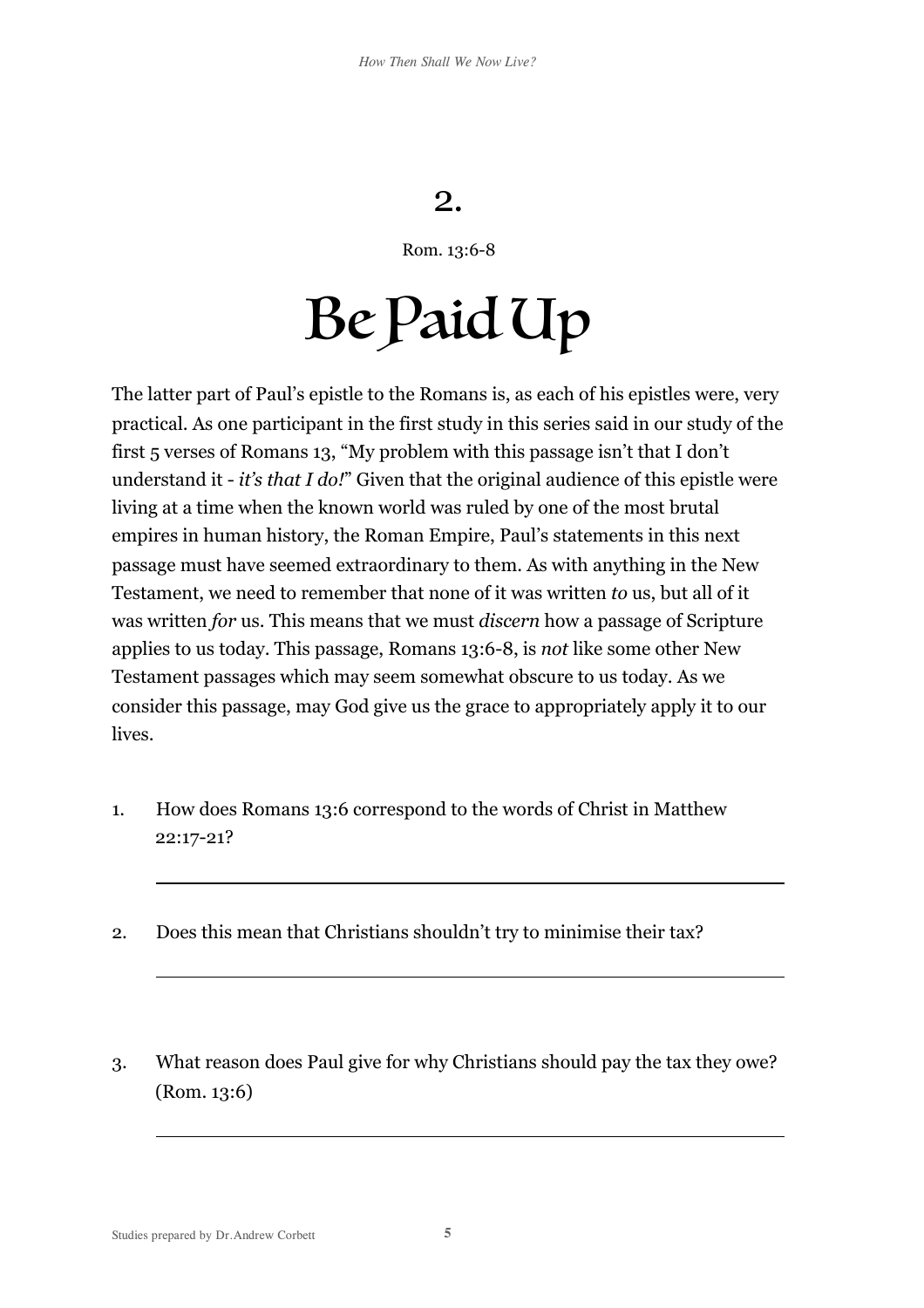# 2.

Rom. 13:6-8

# Be Paid Up

The latter part of Paul's epistle to the Romans is, as each of his epistles were, very practical. As one participant in the first study in this series said in our study of the first 5 verses of Romans 13, "My problem with this passage isn't that I don't understand it - *it's that I do!*" Given that the original audience of this epistle were living at a time when the known world was ruled by one of the most brutal empires in human history, the Roman Empire, Paul's statements in this next passage must have seemed extraordinary to them. As with anything in the New Testament, we need to remember that none of it was written *to* us, but all of it was written *for* us. This means that we must *discern* how a passage of Scripture applies to us today. This passage, Romans 13:6-8, is *not* like some other New Testament passages which may seem somewhat obscure to us today. As we consider this passage, may God give us the grace to appropriately apply it to our lives.

1. How does Romans 13:6 correspond to the words of Christ in Matthew 22:17-21?

---

2. Does this mean that Christians shouldn't try to minimise their tax?

---

3. What reason does Paul give for why Christians should pay the tax they owe? (Rom. 13:6)

---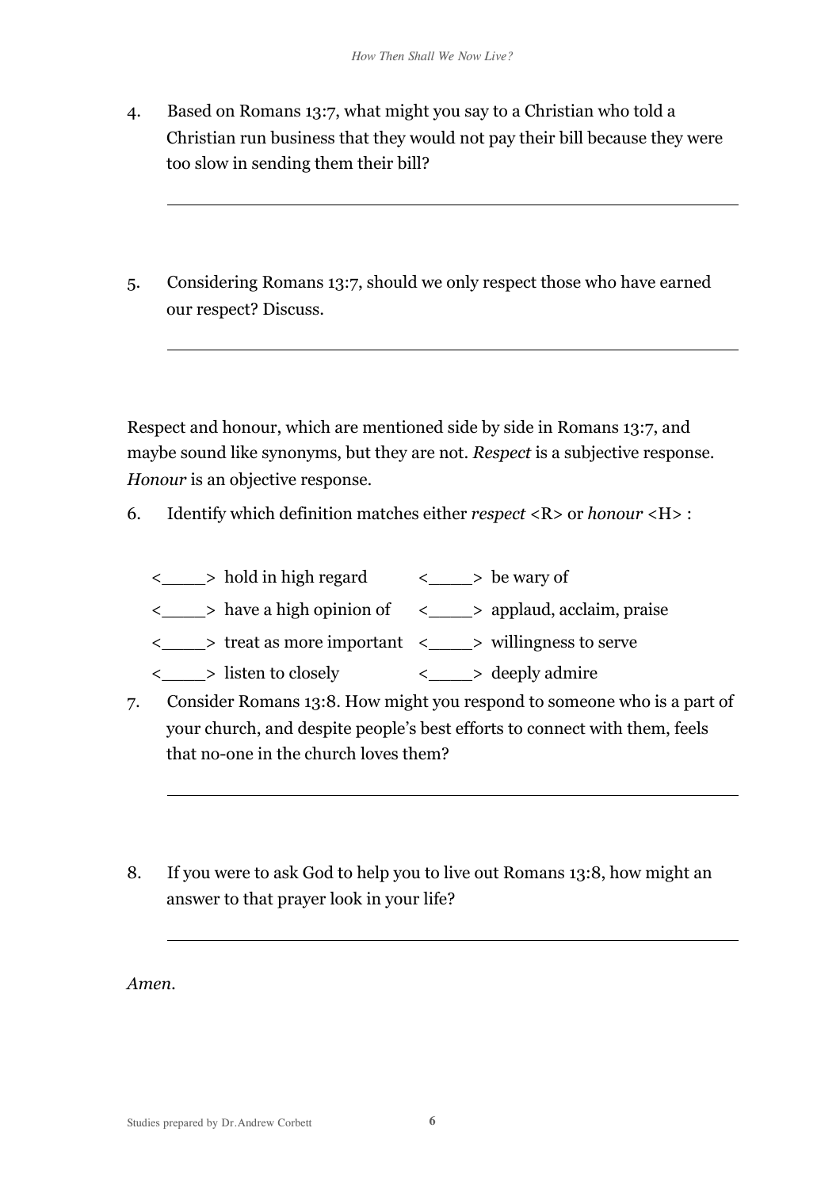4. Based on Romans 13:7, what might you say to a Christian who told a Christian run business that they would not pay their bill because they were too slow in sending them their bill?

_______________________________________________

5. Considering Romans 13:7, should we only respect those who have earned our respect? Discuss.

_______________________________________________

Respect and honour, which are mentioned side by side in Romans 13:7, and maybe sound like synonyms, but they are not. *Respect* is a subjective response. *Honour* is an objective response.

6. Identify which definition matches either *respect* <R> or *honour* <H> :

| | |
|---|---|
| <____> hold in high regard | <____> be wary of |
| <____> have a high opinion of | <____> applaud, acclaim, praise |
| <____> treat as more important | <____> willingness to serve |
| <____> listen to closely | <____> deeply admire |

7. Consider Romans 13:8. How might you respond to someone who is a part of your church, and despite people's best efforts to connect with them, feels that no-one in the church loves them?

_______________________________________________

8. If you were to ask God to help you to live out Romans 13:8, how might an answer to that prayer look in your life?

_______________________________________________

*Amen.*

Studies prepared by Dr.Andrew Corbett